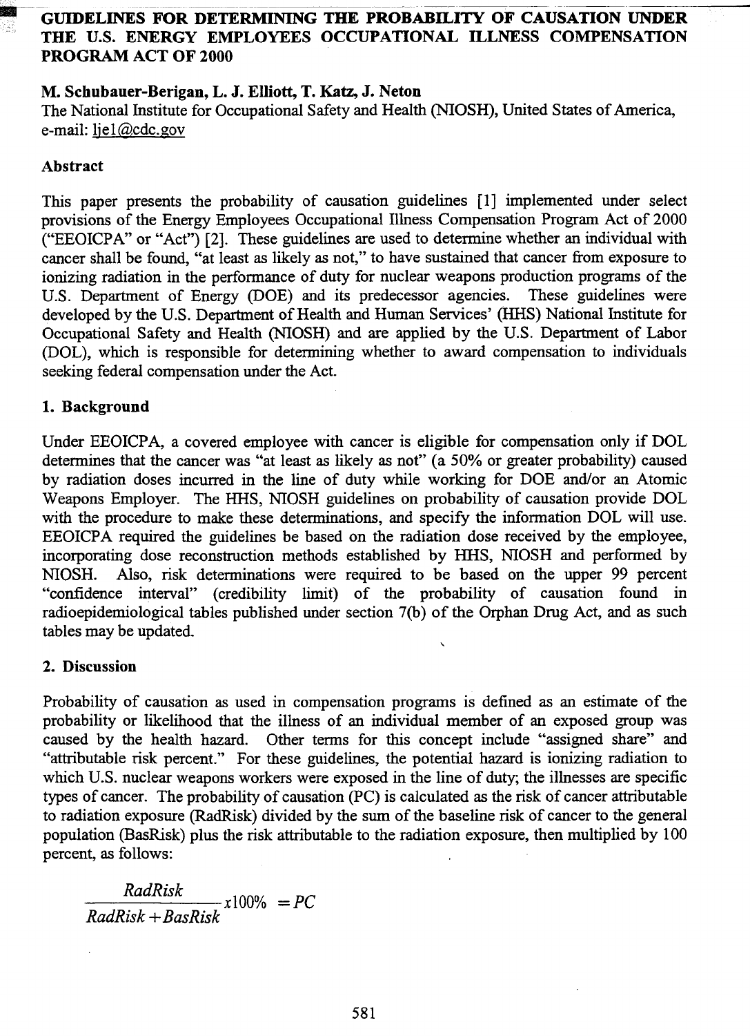# GUIDELINES FOR DETERMINING THE PROBABILITY OF CAUSATION UNDER THE U.S. ENERGY EMPLOYEES OCCUPATIONAL ILLNESS COMPENSATION PROGRAM ACT OF 2000

**M. Schubauer-Berigan, L. J. Elliott, T. Katz, J. Neton**

The National Institute for Occupational Safety and Health (NIOSH), United States of America, e-mail: ljel@cdc.gov

## Abstract

This paper presents the probability of causation guidelines [1] implemented under select provisions of the Energy Employees Occupational Illness Compensation Program Act of 2000 ("EEOICPA" or "Act") [2]. These guidelines are used to determine whether an individual with cancer shall be found, "at least as likely as not," to have sustained that cancer from exposure to ionizing radiation in the performance of duty for nuclear weapons production programs of the U.S. Department of Energy (DOE) and its predecessor agencies. These guidelines were developed by the U.S. Department of Health and Human Services' (HHS) National Institute for Occupational Safety and Health (NIOSH) and are applied by the U.S. Department of Labor (DOL), which is responsible for determining whether to award compensation to individuals seeking federal compensation under the Act.

## 1. Background

Under EEOICPA, a covered employee with cancer is eligible for compensation only if DOL determines that the cancer was "at least as likely as not" (a 50% or greater probability) caused by radiation doses incurred in the line of duty while working for DOE and/or an Atomic Weapons Employer. The HHS, NIOSH guidelines on probability of causation provide DOL with the procedure to make these determinations, and specify the information DOL will use. EEOICPA required the guidelines be based on the radiation dose received by the employee, incorporating dose reconstruction methods established by HHS, NIOSH and performed by NIOSH. Also, risk determinations were required to be based on the upper 99 percent "confidence interval" (credibility limit) of the probability of causation found in radioepidemiological tables published under section 7(b) of the Orphan Drug Act, and as such tables may be updated.

## 2. Discussion

Probability of causation as used in compensation programs is defined as an estimate of the probability or likelihood that the illness of an individual member of an exposed group was caused by the health hazard. Other terms for this concept include "assigned share" and "attributable risk percent." For these guidelines, the potential hazard is ionizing radiation to which U.S. nuclear weapons workers were exposed in the line of duty; the illnesses are specific types of cancer. The probability of causation (PC) is calculated as the risk of cancer attributable to radiation exposure (RadRisk) divided by the sum of the baseline risk of cancer to the general population (BasRisk) plus the risk attributable to the radiation exposure, then multiplied by 100 percent, as follows:

$$\frac{RadRisk}{RadRisk + BasRisk} x100\% \; = PC$$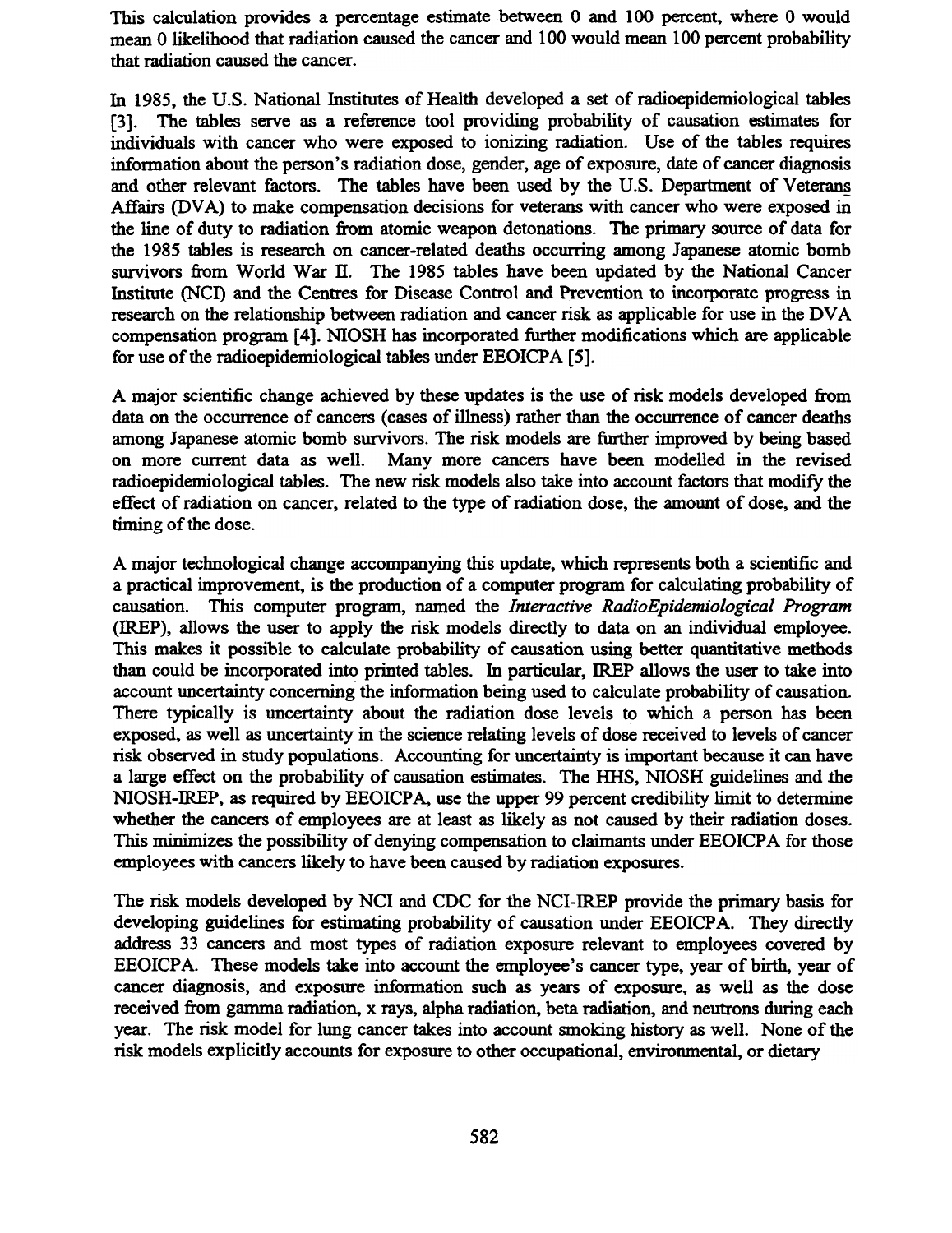This calculation provides a percentage estimate between 0 and 100 percent, where 0 would mean 0 likelihood that radiation caused the cancer and 100 would mean 100 percent probability that radiation caused the cancer.

In 1985, the U.S. National Institutes of Health developed a set of radioepidemiological tables [3]. The tables serve as a reference tool providing probability of causation estimates for individuals with cancer who were exposed to ionizing radiation. Use of the tables requires information about the person's radiation dose, gender, age of exposure, date of cancer diagnosis and other relevant factors. The tables have been used by the U.S. Department of Veterans Affairs (DVA) to make compensation decisions for veterans with cancer who were exposed in the line of duty to radiation from atomic weapon detonations. The primary source of data for the 1985 tables is research on cancer-related deaths occurring among Japanese atomic bomb survivors from World War II. The 1985 tables have been updated by the National Cancer Institute (NCI) and the Centres for Disease Control and Prevention to incorporate progress in research on the relationship between radiation and cancer risk as applicable for use in the DVA compensation program [4]. NIOSH has incorporated further modifications which are applicable for use of the radioepidemiological tables under EEOICPA [5].

A major scientific change achieved by these updates is the use of risk models developed from data on the occurrence of cancers (cases of illness) rather than the occurrence of cancer deaths among Japanese atomic bomb survivors. The risk models are further improved by being based on more current data as well. Many more cancers have been modelled in the revised radioepidemiological tables. The new risk models also take into account factors that modify the effect of radiation on cancer, related to the type of radiation dose, the amount of dose, and the timing of the dose.

A major technological change accompanying this update, which represents both a scientific and a practical improvement, is the production of a computer program for calculating probability of causation. This computer program, named the *Interactive RadioEpidemiological Program* (IREP), allows the user to apply the risk models directly to data on an individual employee. This makes it possible to calculate probability of causation using better quantitative methods than could be incorporated into printed tables. In particular, IREP allows the user to take into account uncertainty concerning the information being used to calculate probability of causation. There typically is uncertainty about the radiation dose levels to which a person has been exposed, as well as uncertainty in the science relating levels of dose received to levels of cancer risk observed in study populations. Accounting for uncertainty is important because it can have a large effect on the probability of causation estimates. The HHS, NIOSH guidelines and the NIOSH-IREP, as required by EEOICPA, use the upper 99 percent credibility limit to determine whether the cancers of employees are at least as likely as not caused by their radiation doses. This minimizes the possibility of denying compensation to claimants under EEOICPA for those employees with cancers likely to have been caused by radiation exposures.

The risk models developed by NCI and CDC for the NCI-IREP provide the primary basis for developing guidelines for estimating probability of causation under EEOICPA. They directly address 33 cancers and most types of radiation exposure relevant to employees covered by EEOICPA. These models take into account the employee's cancer type, year of birth, year of cancer diagnosis, and exposure information such as years of exposure, as well as the dose received from gamma radiation, x rays, alpha radiation, beta radiation, and neutrons during each year. The risk model for lung cancer takes into account smoking history as well. None of the risk models explicitly accounts for exposure to other occupational, environmental, or dietary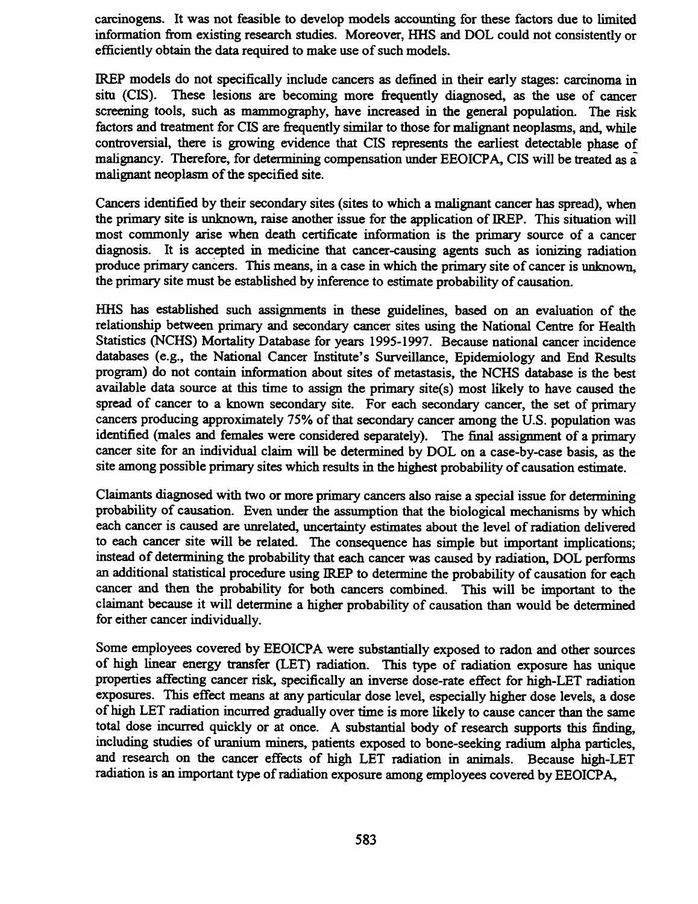carcinogens. It was not feasible to develop models accounting for these factors due to limited information from existing research studies. Moreover, HHS and DOL could not consistently or efficiently obtain the data required to make use of such models.

IREP models do not specifically include cancers as defined in their early stages: carcinoma in situ (CIS). These lesions are becoming more frequently diagnosed, as the use of cancer screening tools, such as mammography, have increased in the general population. The risk factors and treatment for CIS are frequently similar to those for malignant neoplasms, and, while controversial, there is growing evidence that CIS represents the earliest detectable phase of malignancy. Therefore, for determining compensation under EEOICPA, CIS will be treated as a malignant neoplasm of the specified site.

Cancers identified by their secondary sites (sites to which a malignant cancer has spread), when the primary site is unknown, raise another issue for the application of IREP. This situation will most commonly arise when death certificate information is the primary source of a cancer diagnosis. It is accepted in medicine that cancer-causing agents such as ionizing radiation produce primary cancers. This means, in a case in which the primary site of cancer is unknown, the primary site must be established by inference to estimate probability of causation.

HHS has established such assignments in these guidelines, based on an evaluation of the relationship between primary and secondary cancer sites using the National Centre for Health Statistics (NCHS) Mortality Database for years 1995-1997. Because national cancer incidence databases (e.g., the National Cancer Institute's Surveillance, Epidemiology and End Results program) do not contain information about sites of metastasis, the NCHS database is the best available data source at this time to assign the primary site(s) most likely to have caused the spread of cancer to a known secondary site. For each secondary cancer, the set of primary cancers producing approximately 75% of that secondary cancer among the U.S. population was identified (males and females were considered separately). The final assignment of a primary cancer site for an individual claim will be determined by DOL on a case-by-case basis, as the site among possible primary sites which results in the highest probability of causation estimate.

Claimants diagnosed with two or more primary cancers also raise a special issue for determining probability of causation. Even under the assumption that the biological mechanisms by which each cancer is caused are unrelated, uncertainty estimates about the level of radiation delivered to each cancer site will be related. The consequence has simple but important implications; instead of determining the probability that each cancer was caused by radiation, DOL performs an additional statistical procedure using IREP to determine the probability of causation for each cancer and then the probability for both cancers combined. This will be important to the claimant because it will determine a higher probability of causation than would be determined for either cancer individually.

Some employees covered by EEOICPA were substantially exposed to radon and other sources of high linear energy transfer (LET) radiation. This type of radiation exposure has unique properties affecting cancer risk, specifically an inverse dose-rate effect for high-LET radiation exposures. This effect means at any particular dose level, especially higher dose levels, a dose of high LET radiation incurred gradually over time is more likely to cause cancer than the same total dose incurred quickly or at once. A substantial body of research supports this finding, including studies of uranium miners, patients exposed to bone-seeking radium alpha particles, and research on the cancer effects of high LET radiation in animals. Because high-LET radiation is an important type of radiation exposure among employees covered by EEOICPA,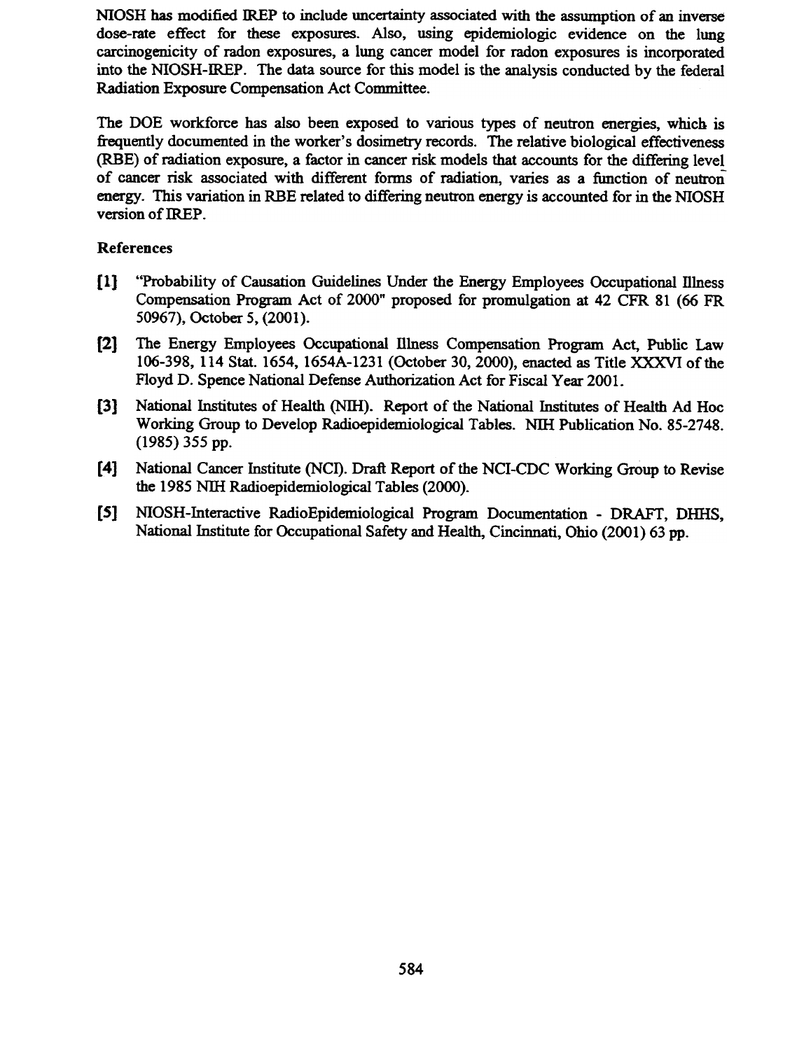NIOSH has modified IREP to include uncertainty associated with the assumption of an inverse dose-rate effect for these exposures. Also, using epidemiologic evidence on the lung carcinogenicity of radon exposures, a lung cancer model for radon exposures is incorporated into the NIOSH-IREP. The data source for this model is the analysis conducted by the federal Radiation Exposure Compensation Act Committee.

The DOE workforce has also been exposed to various types of neutron energies, which is frequently documented in the worker's dosimetry records. The relative biological effectiveness (RBE) of radiation exposure, a factor in cancer risk models that accounts for the differing level of cancer risk associated with different forms of radiation, varies as a function of neutron energy. This variation in RBE related to differing neutron energy is accounted for in the NIOSH version of IREP.

**References**

[1] "Probability of Causation Guidelines Under the Energy Employees Occupational Illness Compensation Program Act of 2000" proposed for promulgation at 42 CFR 81 (66 FR 50967), October 5, (2001).

[2] The Energy Employees Occupational Illness Compensation Program Act, Public Law 106-398, 114 Stat. 1654, 1654A-1231 (October 30, 2000), enacted as Title XXXVI of the Floyd D. Spence National Defense Authorization Act for Fiscal Year 2001.

[3] National Institutes of Health (NIH). Report of the National Institutes of Health Ad Hoc Working Group to Develop Radioepidemiological Tables. NIH Publication No. 85-2748. (1985) 355 pp.

[4] National Cancer Institute (NCI). Draft Report of the NCI-CDC Working Group to Revise the 1985 NIH Radioepidemiological Tables (2000).

[5] NIOSH-Interactive RadioEpidemiological Program Documentation - DRAFT, DHHS, National Institute for Occupational Safety and Health, Cincinnati, Ohio (2001) 63 pp.